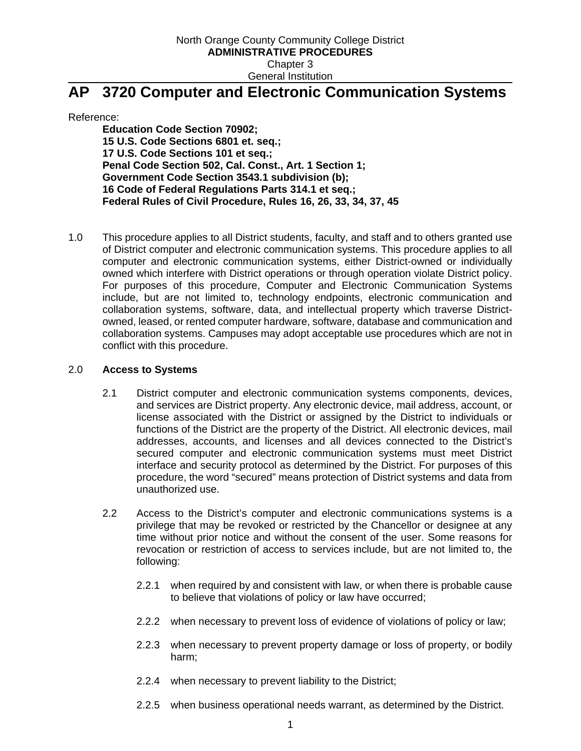North Orange County Community College District
**ADMINISTRATIVE PROCEDURES**
Chapter 3
General Institution

# AP 3720 Computer and Electronic Communication Systems

Reference:

**Education Code Section 70902;**
**15 U.S. Code Sections 6801 et. seq.;**
**17 U.S. Code Sections 101 et seq.;**
**Penal Code Section 502, Cal. Const., Art. 1 Section 1;**
**Government Code Section 3543.1 subdivision (b);**
**16 Code of Federal Regulations Parts 314.1 et seq.;**
**Federal Rules of Civil Procedure, Rules 16, 26, 33, 34, 37, 45**

1.0 This procedure applies to all District students, faculty, and staff and to others granted use of District computer and electronic communication systems. This procedure applies to all computer and electronic communication systems, either District-owned or individually owned which interfere with District operations or through operation violate District policy. For purposes of this procedure, Computer and Electronic Communication Systems include, but are not limited to, technology endpoints, electronic communication and collaboration systems, software, data, and intellectual property which traverse District-owned, leased, or rented computer hardware, software, database and communication and collaboration systems. Campuses may adopt acceptable use procedures which are not in conflict with this procedure.

2.0 **Access to Systems**

2.1 District computer and electronic communication systems components, devices, and services are District property. Any electronic device, mail address, account, or license associated with the District or assigned by the District to individuals or functions of the District are the property of the District. All electronic devices, mail addresses, accounts, and licenses and all devices connected to the District's secured computer and electronic communication systems must meet District interface and security protocol as determined by the District. For purposes of this procedure, the word "secured" means protection of District systems and data from unauthorized use.

2.2 Access to the District's computer and electronic communications systems is a privilege that may be revoked or restricted by the Chancellor or designee at any time without prior notice and without the consent of the user. Some reasons for revocation or restriction of access to services include, but are not limited to, the following:

2.2.1 when required by and consistent with law, or when there is probable cause to believe that violations of policy or law have occurred;

2.2.2 when necessary to prevent loss of evidence of violations of policy or law;

2.2.3 when necessary to prevent property damage or loss of property, or bodily harm;

2.2.4 when necessary to prevent liability to the District;

2.2.5 when business operational needs warrant, as determined by the District.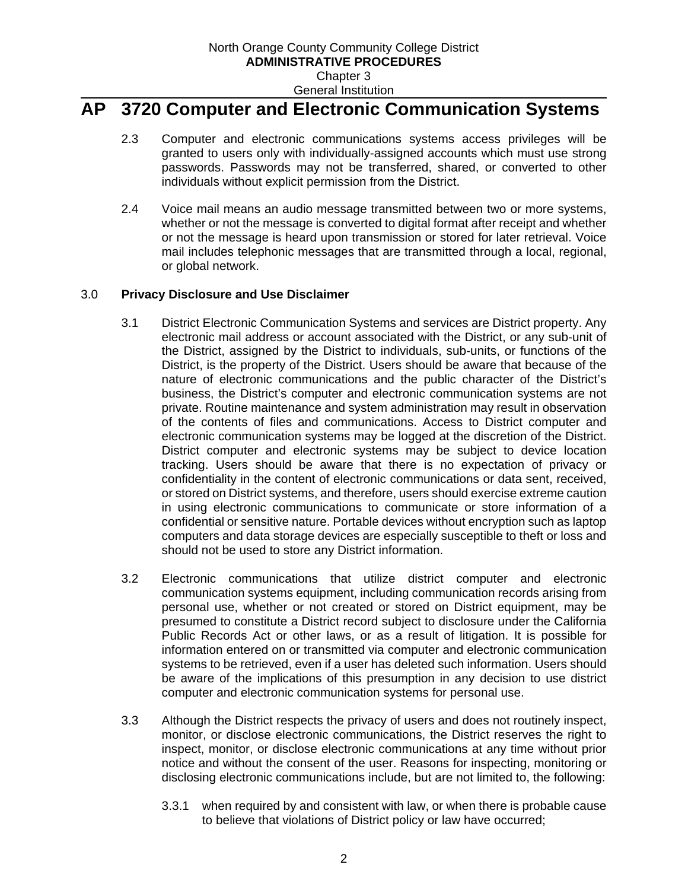# AP 3720 Computer and Electronic Communication Systems

2.3 Computer and electronic communications systems access privileges will be granted to users only with individually-assigned accounts which must use strong passwords. Passwords may not be transferred, shared, or converted to other individuals without explicit permission from the District.

2.4 Voice mail means an audio message transmitted between two or more systems, whether or not the message is converted to digital format after receipt and whether or not the message is heard upon transmission or stored for later retrieval. Voice mail includes telephonic messages that are transmitted through a local, regional, or global network.

3.0 **Privacy Disclosure and Use Disclaimer**

3.1 District Electronic Communication Systems and services are District property. Any electronic mail address or account associated with the District, or any sub-unit of the District, assigned by the District to individuals, sub-units, or functions of the District, is the property of the District. Users should be aware that because of the nature of electronic communications and the public character of the District's business, the District's computer and electronic communication systems are not private. Routine maintenance and system administration may result in observation of the contents of files and communications. Access to District computer and electronic communication systems may be logged at the discretion of the District. District computer and electronic systems may be subject to device location tracking. Users should be aware that there is no expectation of privacy or confidentiality in the content of electronic communications or data sent, received, or stored on District systems, and therefore, users should exercise extreme caution in using electronic communications to communicate or store information of a confidential or sensitive nature. Portable devices without encryption such as laptop computers and data storage devices are especially susceptible to theft or loss and should not be used to store any District information.

3.2 Electronic communications that utilize district computer and electronic communication systems equipment, including communication records arising from personal use, whether or not created or stored on District equipment, may be presumed to constitute a District record subject to disclosure under the California Public Records Act or other laws, or as a result of litigation. It is possible for information entered on or transmitted via computer and electronic communication systems to be retrieved, even if a user has deleted such information. Users should be aware of the implications of this presumption in any decision to use district computer and electronic communication systems for personal use.

3.3 Although the District respects the privacy of users and does not routinely inspect, monitor, or disclose electronic communications, the District reserves the right to inspect, monitor, or disclose electronic communications at any time without prior notice and without the consent of the user. Reasons for inspecting, monitoring or disclosing electronic communications include, but are not limited to, the following:

3.3.1 when required by and consistent with law, or when there is probable cause to believe that violations of District policy or law have occurred;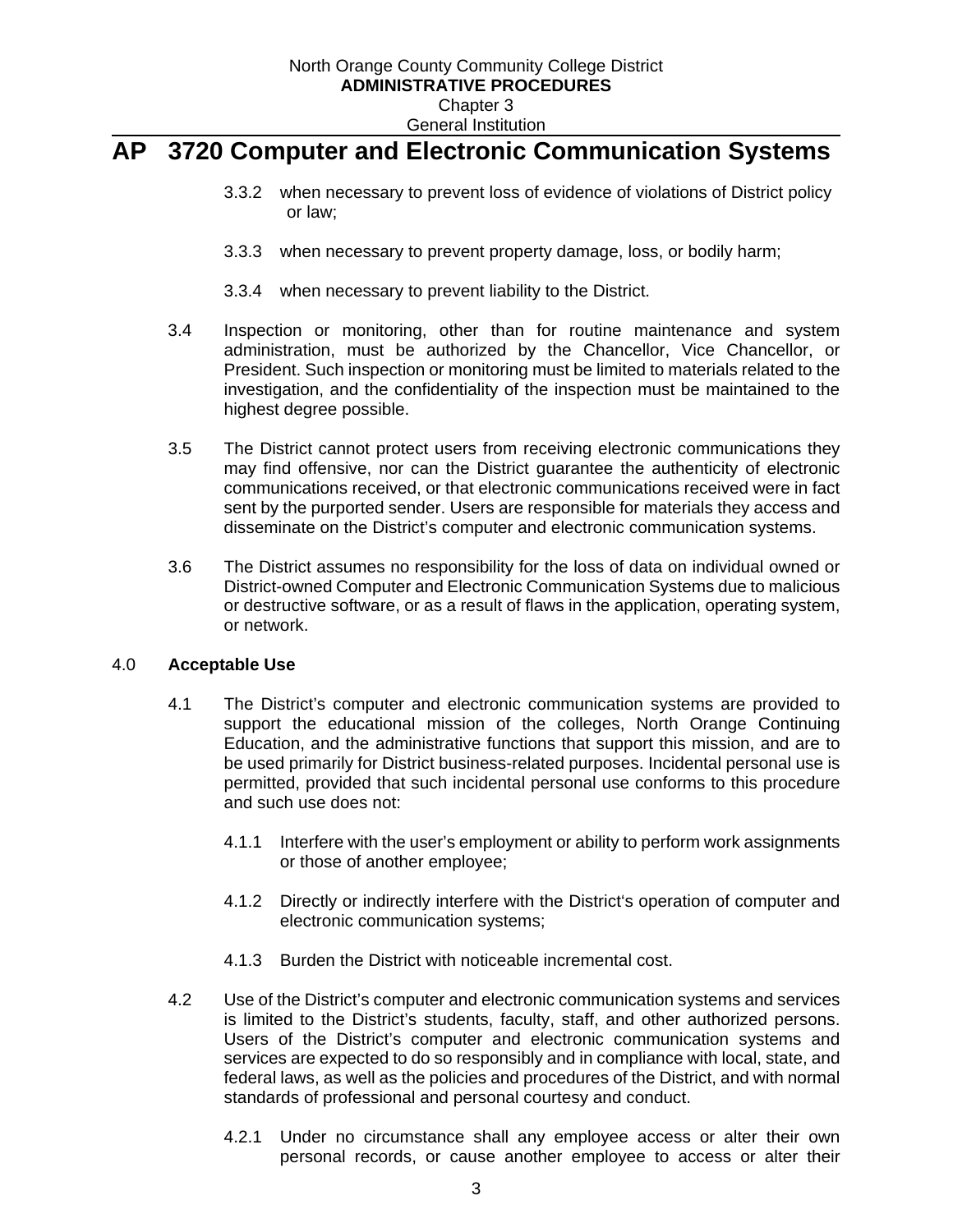# AP 3720 Computer and Electronic Communication Systems

3.3.2 when necessary to prevent loss of evidence of violations of District policy or law;

3.3.3 when necessary to prevent property damage, loss, or bodily harm;

3.3.4 when necessary to prevent liability to the District.

3.4 Inspection or monitoring, other than for routine maintenance and system administration, must be authorized by the Chancellor, Vice Chancellor, or President. Such inspection or monitoring must be limited to materials related to the investigation, and the confidentiality of the inspection must be maintained to the highest degree possible.

3.5 The District cannot protect users from receiving electronic communications they may find offensive, nor can the District guarantee the authenticity of electronic communications received, or that electronic communications received were in fact sent by the purported sender. Users are responsible for materials they access and disseminate on the District's computer and electronic communication systems.

3.6 The District assumes no responsibility for the loss of data on individual owned or District-owned Computer and Electronic Communication Systems due to malicious or destructive software, or as a result of flaws in the application, operating system, or network.

4.0 **Acceptable Use**

4.1 The District's computer and electronic communication systems are provided to support the educational mission of the colleges, North Orange Continuing Education, and the administrative functions that support this mission, and are to be used primarily for District business-related purposes. Incidental personal use is permitted, provided that such incidental personal use conforms to this procedure and such use does not:

4.1.1 Interfere with the user's employment or ability to perform work assignments or those of another employee;

4.1.2 Directly or indirectly interfere with the District's operation of computer and electronic communication systems;

4.1.3 Burden the District with noticeable incremental cost.

4.2 Use of the District's computer and electronic communication systems and services is limited to the District's students, faculty, staff, and other authorized persons. Users of the District's computer and electronic communication systems and services are expected to do so responsibly and in compliance with local, state, and federal laws, as well as the policies and procedures of the District, and with normal standards of professional and personal courtesy and conduct.

4.2.1 Under no circumstance shall any employee access or alter their own personal records, or cause another employee to access or alter their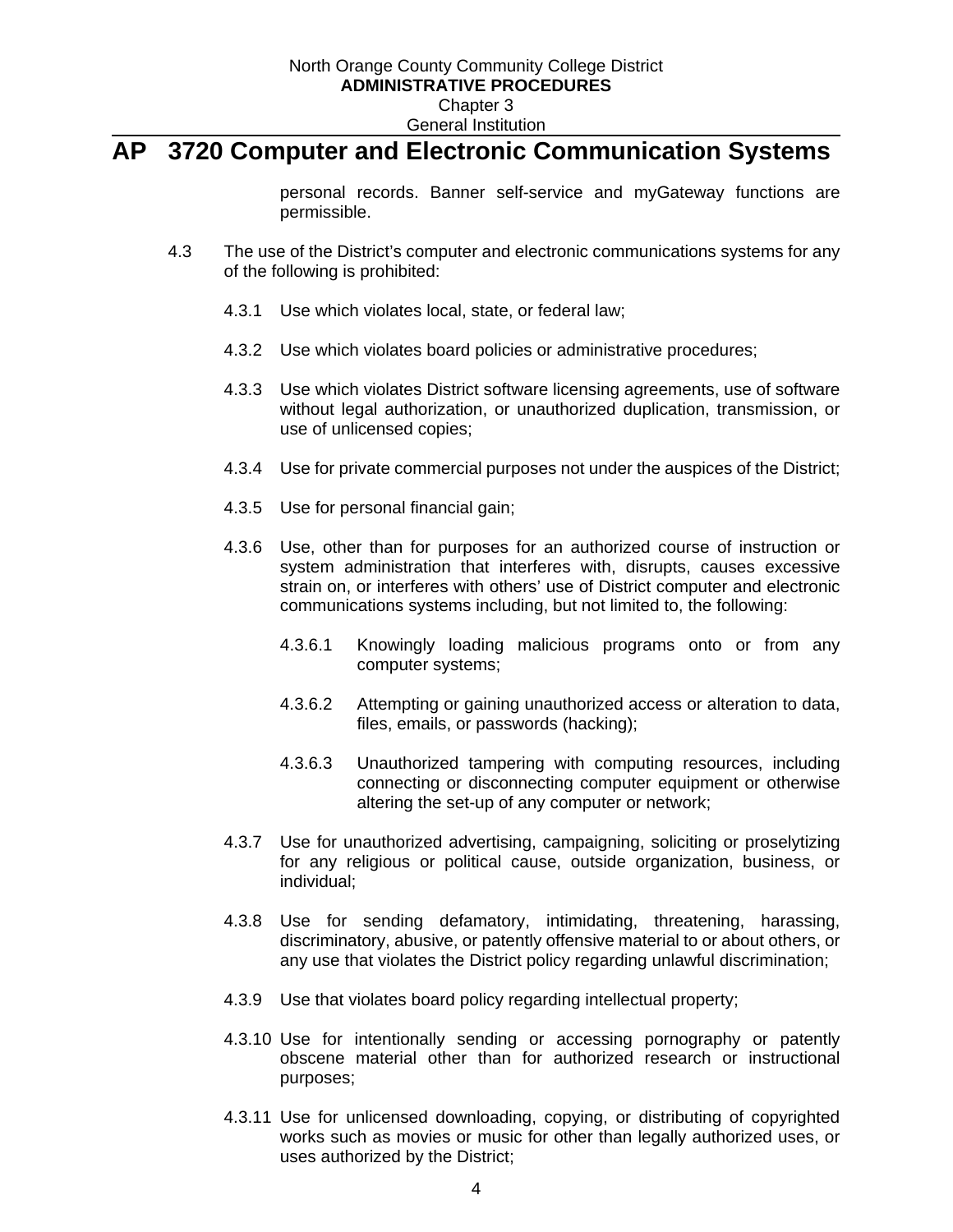personal records. Banner self-service and myGateway functions are permissible.

4.3 The use of the District's computer and electronic communications systems for any of the following is prohibited:

4.3.1 Use which violates local, state, or federal law;

4.3.2 Use which violates board policies or administrative procedures;

4.3.3 Use which violates District software licensing agreements, use of software without legal authorization, or unauthorized duplication, transmission, or use of unlicensed copies;

4.3.4 Use for private commercial purposes not under the auspices of the District;

4.3.5 Use for personal financial gain;

4.3.6 Use, other than for purposes for an authorized course of instruction or system administration that interferes with, disrupts, causes excessive strain on, or interferes with others' use of District computer and electronic communications systems including, but not limited to, the following:

4.3.6.1 Knowingly loading malicious programs onto or from any computer systems;

4.3.6.2 Attempting or gaining unauthorized access or alteration to data, files, emails, or passwords (hacking);

4.3.6.3 Unauthorized tampering with computing resources, including connecting or disconnecting computer equipment or otherwise altering the set-up of any computer or network;

4.3.7 Use for unauthorized advertising, campaigning, soliciting or proselytizing for any religious or political cause, outside organization, business, or individual;

4.3.8 Use for sending defamatory, intimidating, threatening, harassing, discriminatory, abusive, or patently offensive material to or about others, or any use that violates the District policy regarding unlawful discrimination;

4.3.9 Use that violates board policy regarding intellectual property;

4.3.10 Use for intentionally sending or accessing pornography or patently obscene material other than for authorized research or instructional purposes;

4.3.11 Use for unlicensed downloading, copying, or distributing of copyrighted works such as movies or music for other than legally authorized uses, or uses authorized by the District;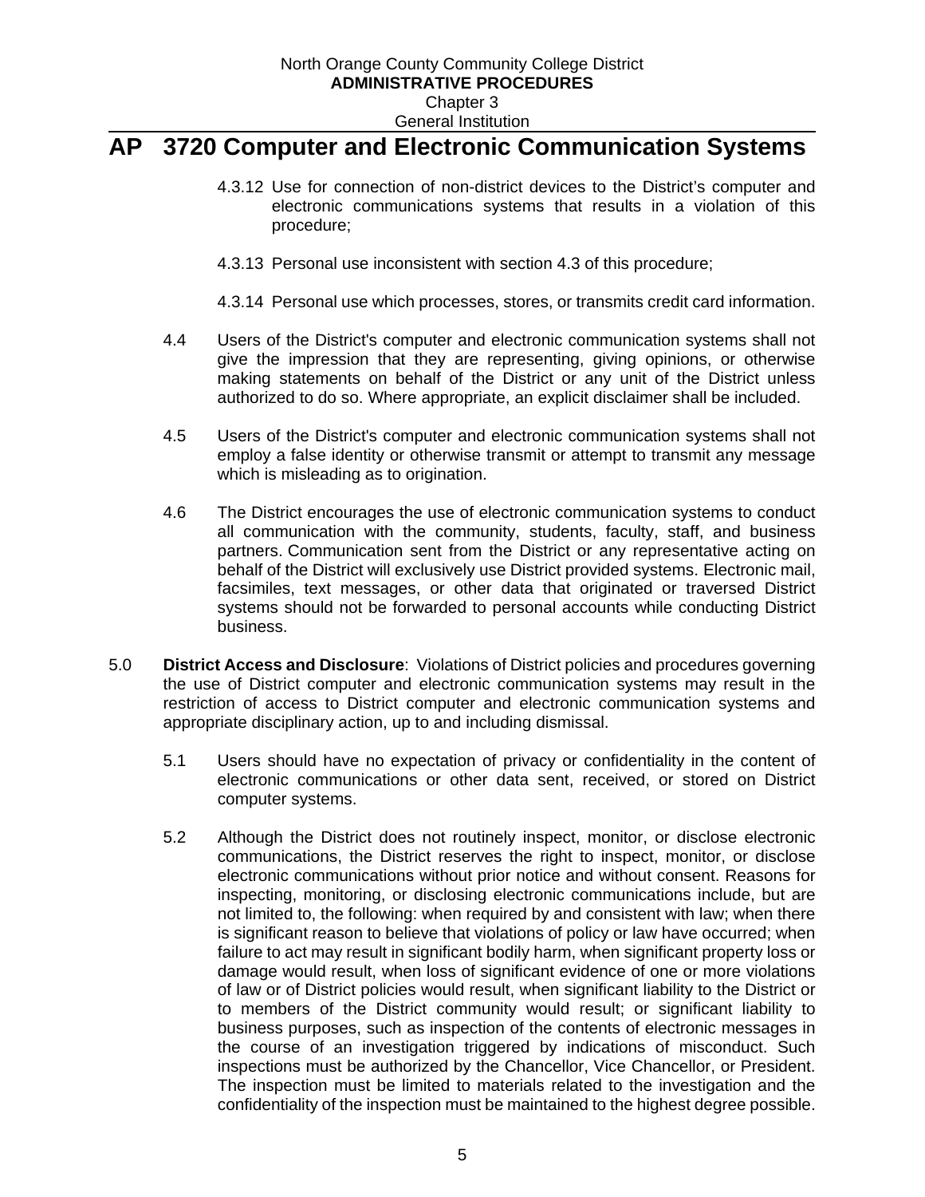4.3.12 Use for connection of non-district devices to the District's computer and electronic communications systems that results in a violation of this procedure;

4.3.13 Personal use inconsistent with section 4.3 of this procedure;

4.3.14 Personal use which processes, stores, or transmits credit card information.

4.4 Users of the District's computer and electronic communication systems shall not give the impression that they are representing, giving opinions, or otherwise making statements on behalf of the District or any unit of the District unless authorized to do so. Where appropriate, an explicit disclaimer shall be included.

4.5 Users of the District's computer and electronic communication systems shall not employ a false identity or otherwise transmit or attempt to transmit any message which is misleading as to origination.

4.6 The District encourages the use of electronic communication systems to conduct all communication with the community, students, faculty, staff, and business partners. Communication sent from the District or any representative acting on behalf of the District will exclusively use District provided systems. Electronic mail, facsimiles, text messages, or other data that originated or traversed District systems should not be forwarded to personal accounts while conducting District business.

5.0 **District Access and Disclosure**: Violations of District policies and procedures governing the use of District computer and electronic communication systems may result in the restriction of access to District computer and electronic communication systems and appropriate disciplinary action, up to and including dismissal.

5.1 Users should have no expectation of privacy or confidentiality in the content of electronic communications or other data sent, received, or stored on District computer systems.

5.2 Although the District does not routinely inspect, monitor, or disclose electronic communications, the District reserves the right to inspect, monitor, or disclose electronic communications without prior notice and without consent. Reasons for inspecting, monitoring, or disclosing electronic communications include, but are not limited to, the following: when required by and consistent with law; when there is significant reason to believe that violations of policy or law have occurred; when failure to act may result in significant bodily harm, when significant property loss or damage would result, when loss of significant evidence of one or more violations of law or of District policies would result, when significant liability to the District or to members of the District community would result; or significant liability to business purposes, such as inspection of the contents of electronic messages in the course of an investigation triggered by indications of misconduct. Such inspections must be authorized by the Chancellor, Vice Chancellor, or President. The inspection must be limited to materials related to the investigation and the confidentiality of the inspection must be maintained to the highest degree possible.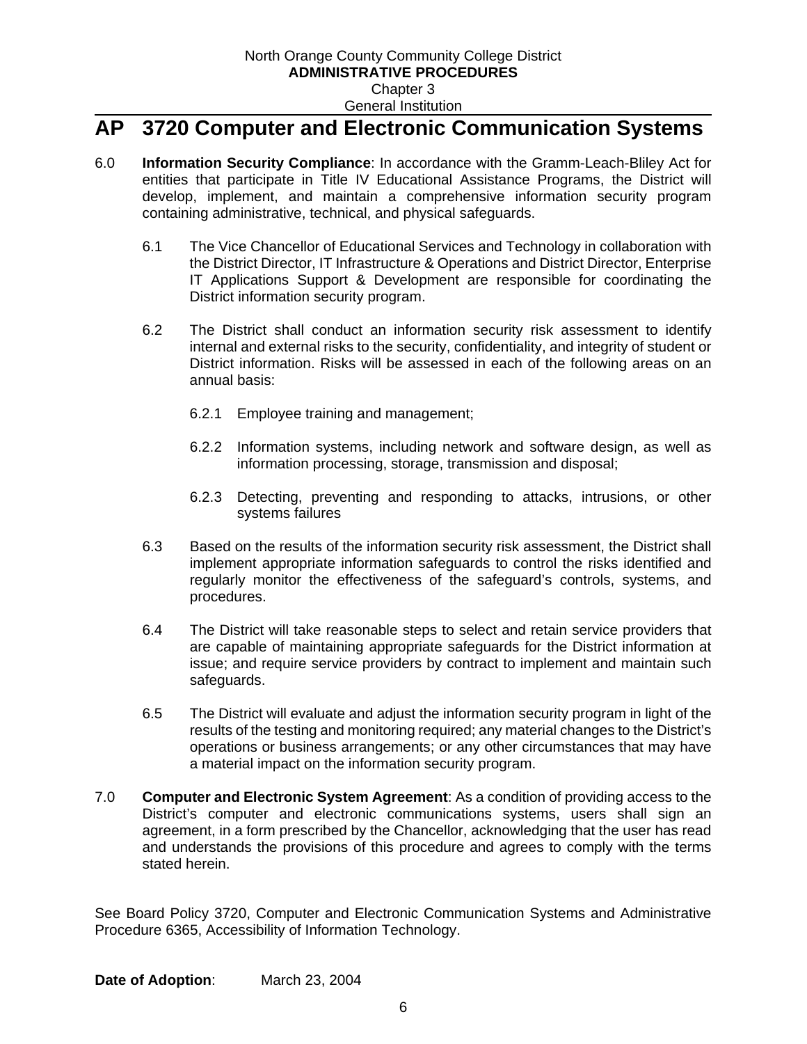# AP 3720 Computer and Electronic Communication Systems

6.0 **Information Security Compliance**: In accordance with the Gramm-Leach-Bliley Act for entities that participate in Title IV Educational Assistance Programs, the District will develop, implement, and maintain a comprehensive information security program containing administrative, technical, and physical safeguards.

6.1 The Vice Chancellor of Educational Services and Technology in collaboration with the District Director, IT Infrastructure & Operations and District Director, Enterprise IT Applications Support & Development are responsible for coordinating the District information security program.

6.2 The District shall conduct an information security risk assessment to identify internal and external risks to the security, confidentiality, and integrity of student or District information. Risks will be assessed in each of the following areas on an annual basis:

6.2.1 Employee training and management;

6.2.2 Information systems, including network and software design, as well as information processing, storage, transmission and disposal;

6.2.3 Detecting, preventing and responding to attacks, intrusions, or other systems failures

6.3 Based on the results of the information security risk assessment, the District shall implement appropriate information safeguards to control the risks identified and regularly monitor the effectiveness of the safeguard's controls, systems, and procedures.

6.4 The District will take reasonable steps to select and retain service providers that are capable of maintaining appropriate safeguards for the District information at issue; and require service providers by contract to implement and maintain such safeguards.

6.5 The District will evaluate and adjust the information security program in light of the results of the testing and monitoring required; any material changes to the District's operations or business arrangements; or any other circumstances that may have a material impact on the information security program.

7.0 **Computer and Electronic System Agreement**: As a condition of providing access to the District's computer and electronic communications systems, users shall sign an agreement, in a form prescribed by the Chancellor, acknowledging that the user has read and understands the provisions of this procedure and agrees to comply with the terms stated herein.

See Board Policy 3720, Computer and Electronic Communication Systems and Administrative Procedure 6365, Accessibility of Information Technology.

**Date of Adoption**: March 23, 2004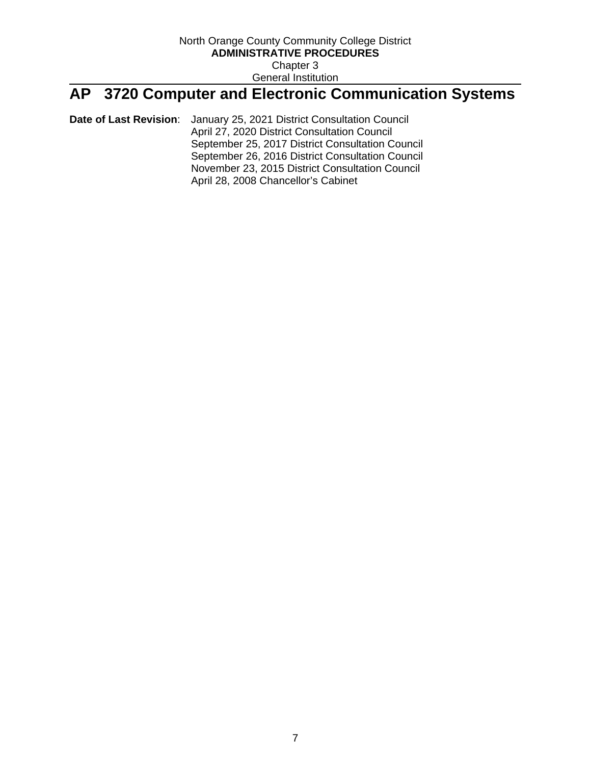North Orange County Community College District
**ADMINISTRATIVE PROCEDURES**
Chapter 3
General Institution

# AP 3720 Computer and Electronic Communication Systems

**Date of Last Revision**: January 25, 2021 District Consultation Council
April 27, 2020 District Consultation Council
September 25, 2017 District Consultation Council
September 26, 2016 District Consultation Council
November 23, 2015 District Consultation Council
April 28, 2008 Chancellor's Cabinet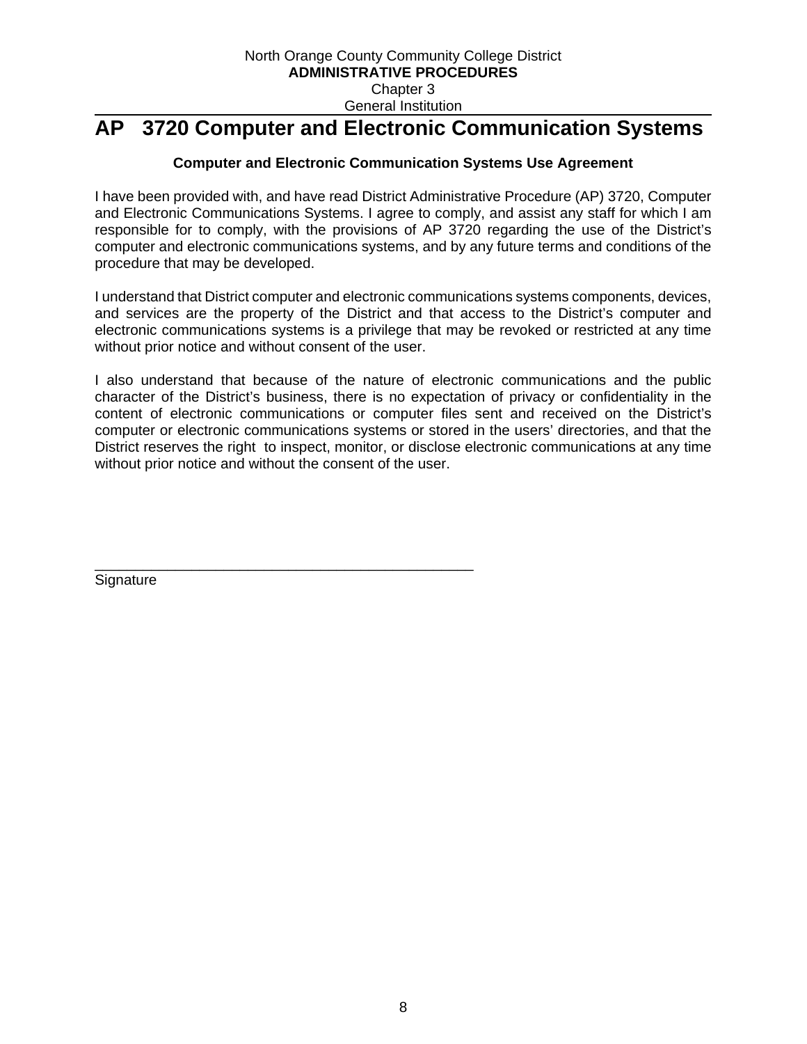# AP 3720 Computer and Electronic Communication Systems

**Computer and Electronic Communication Systems Use Agreement**

I have been provided with, and have read District Administrative Procedure (AP) 3720, Computer and Electronic Communications Systems. I agree to comply, and assist any staff for which I am responsible for to comply, with the provisions of AP 3720 regarding the use of the District's computer and electronic communications systems, and by any future terms and conditions of the procedure that may be developed.

I understand that District computer and electronic communications systems components, devices, and services are the property of the District and that access to the District's computer and electronic communications systems is a privilege that may be revoked or restricted at any time without prior notice and without consent of the user.

I also understand that because of the nature of electronic communications and the public character of the District's business, there is no expectation of privacy or confidentiality in the content of electronic communications or computer files sent and received on the District's computer or electronic communications systems or stored in the users' directories, and that the District reserves the right to inspect, monitor, or disclose electronic communications at any time without prior notice and without the consent of the user.

_______________________________________________

Signature